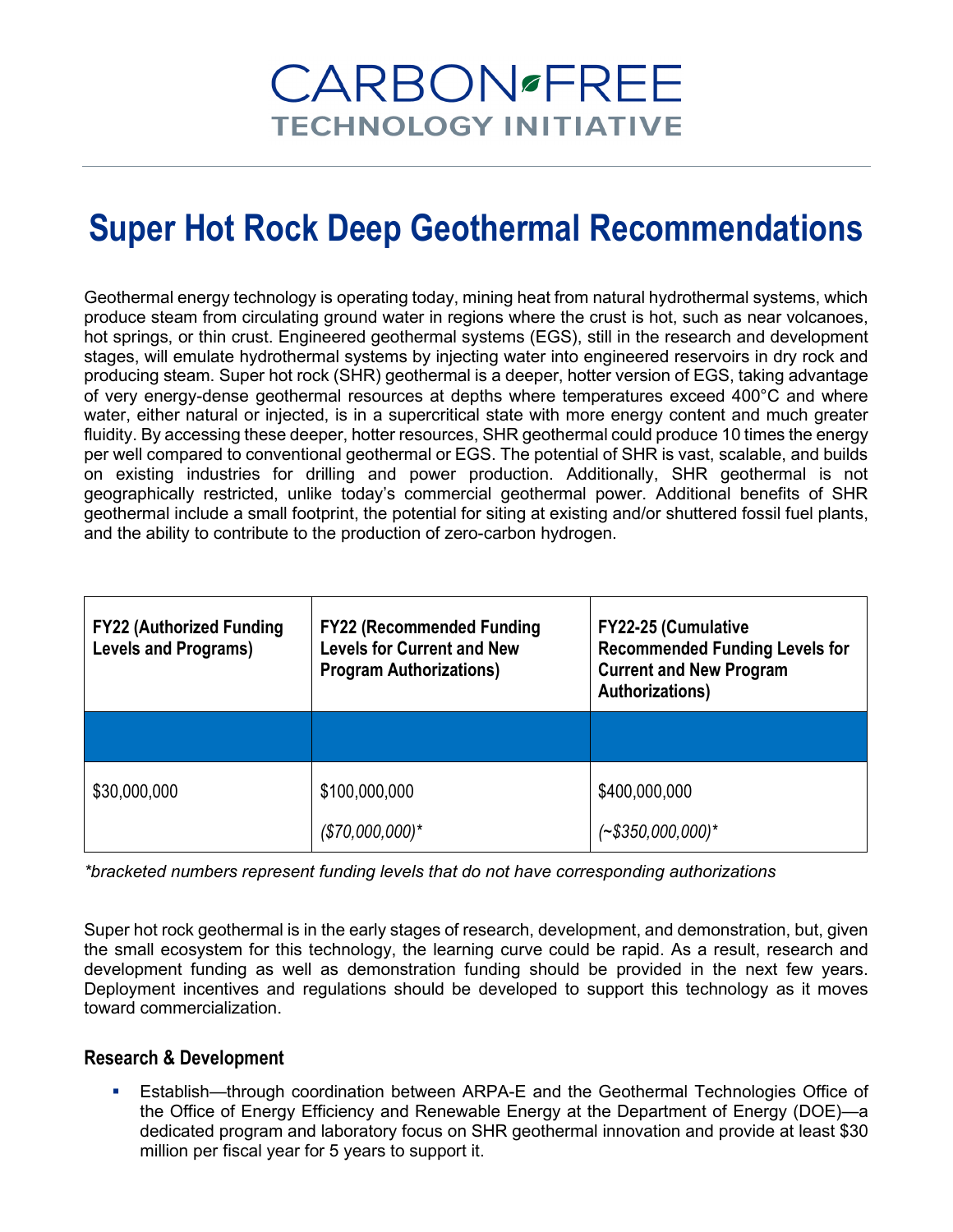# CARBON FREE TECHNOLOGY INITIATIVE

# Super Hot Rock Deep Geothermal Recommendations

Geothermal energy technology is operating today, mining heat from natural hydrothermal systems, which produce steam from circulating ground water in regions where the crust is hot, such as near volcanoes, hot springs, or thin crust. Engineered geothermal systems (EGS), still in the research and development stages, will emulate hydrothermal systems by injecting water into engineered reservoirs in dry rock and producing steam. Super hot rock (SHR) geothermal is a deeper, hotter version of EGS, taking advantage of very energy-dense geothermal resources at depths where temperatures exceed 400°C and where water, either natural or injected, is in a supercritical state with more energy content and much greater fluidity. By accessing these deeper, hotter resources, SHR geothermal could produce 10 times the energy per well compared to conventional geothermal or EGS. The potential of SHR is vast, scalable, and builds on existing industries for drilling and power production. Additionally, SHR geothermal is not geographically restricted, unlike today's commercial geothermal power. Additional benefits of SHR geothermal include a small footprint, the potential for siting at existing and/or shuttered fossil fuel plants, and the ability to contribute to the production of zero-carbon hydrogen.

| FY22 (Authorized Funding Levels and Programs) | FY22 (Recommended Funding Levels for Current and New Program Authorizations) | FY22-25 (Cumulative Recommended Funding Levels for Current and New Program Authorizations) |
|---|---|---|
| | | |
| $30,000,000 | $100,000,000<br>*($70,000,000)** | $400,000,000<br>*(~$350,000,000)** |

*\*bracketed numbers represent funding levels that do not have corresponding authorizations*

Super hot rock geothermal is in the early stages of research, development, and demonstration, but, given the small ecosystem for this technology, the learning curve could be rapid. As a result, research and development funding as well as demonstration funding should be provided in the next few years. Deployment incentives and regulations should be developed to support this technology as it moves toward commercialization.

### Research & Development

- Establish—through coordination between ARPA-E and the Geothermal Technologies Office of the Office of Energy Efficiency and Renewable Energy at the Department of Energy (DOE)—a dedicated program and laboratory focus on SHR geothermal innovation and provide at least $30 million per fiscal year for 5 years to support it.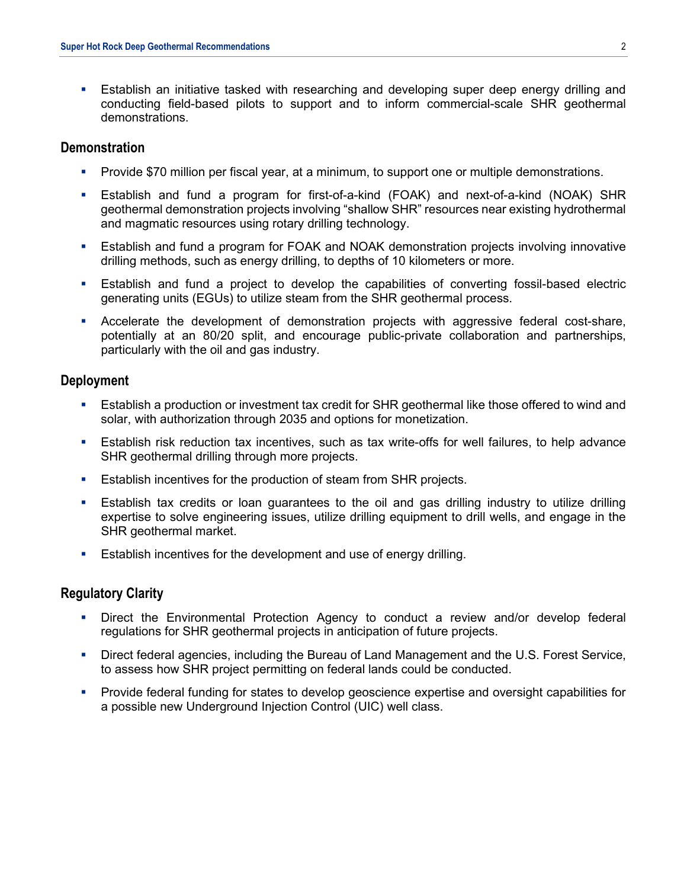- Establish an initiative tasked with researching and developing super deep energy drilling and conducting field-based pilots to support and to inform commercial-scale SHR geothermal demonstrations.

## Demonstration

- Provide $70 million per fiscal year, at a minimum, to support one or multiple demonstrations.
- Establish and fund a program for first-of-a-kind (FOAK) and next-of-a-kind (NOAK) SHR geothermal demonstration projects involving "shallow SHR" resources near existing hydrothermal and magmatic resources using rotary drilling technology.
- Establish and fund a program for FOAK and NOAK demonstration projects involving innovative drilling methods, such as energy drilling, to depths of 10 kilometers or more.
- Establish and fund a project to develop the capabilities of converting fossil-based electric generating units (EGUs) to utilize steam from the SHR geothermal process.
- Accelerate the development of demonstration projects with aggressive federal cost-share, potentially at an 80/20 split, and encourage public-private collaboration and partnerships, particularly with the oil and gas industry.

## Deployment

- Establish a production or investment tax credit for SHR geothermal like those offered to wind and solar, with authorization through 2035 and options for monetization.
- Establish risk reduction tax incentives, such as tax write-offs for well failures, to help advance SHR geothermal drilling through more projects.
- Establish incentives for the production of steam from SHR projects.
- Establish tax credits or loan guarantees to the oil and gas drilling industry to utilize drilling expertise to solve engineering issues, utilize drilling equipment to drill wells, and engage in the SHR geothermal market.
- Establish incentives for the development and use of energy drilling.

## Regulatory Clarity

- Direct the Environmental Protection Agency to conduct a review and/or develop federal regulations for SHR geothermal projects in anticipation of future projects.
- Direct federal agencies, including the Bureau of Land Management and the U.S. Forest Service, to assess how SHR project permitting on federal lands could be conducted.
- Provide federal funding for states to develop geoscience expertise and oversight capabilities for a possible new Underground Injection Control (UIC) well class.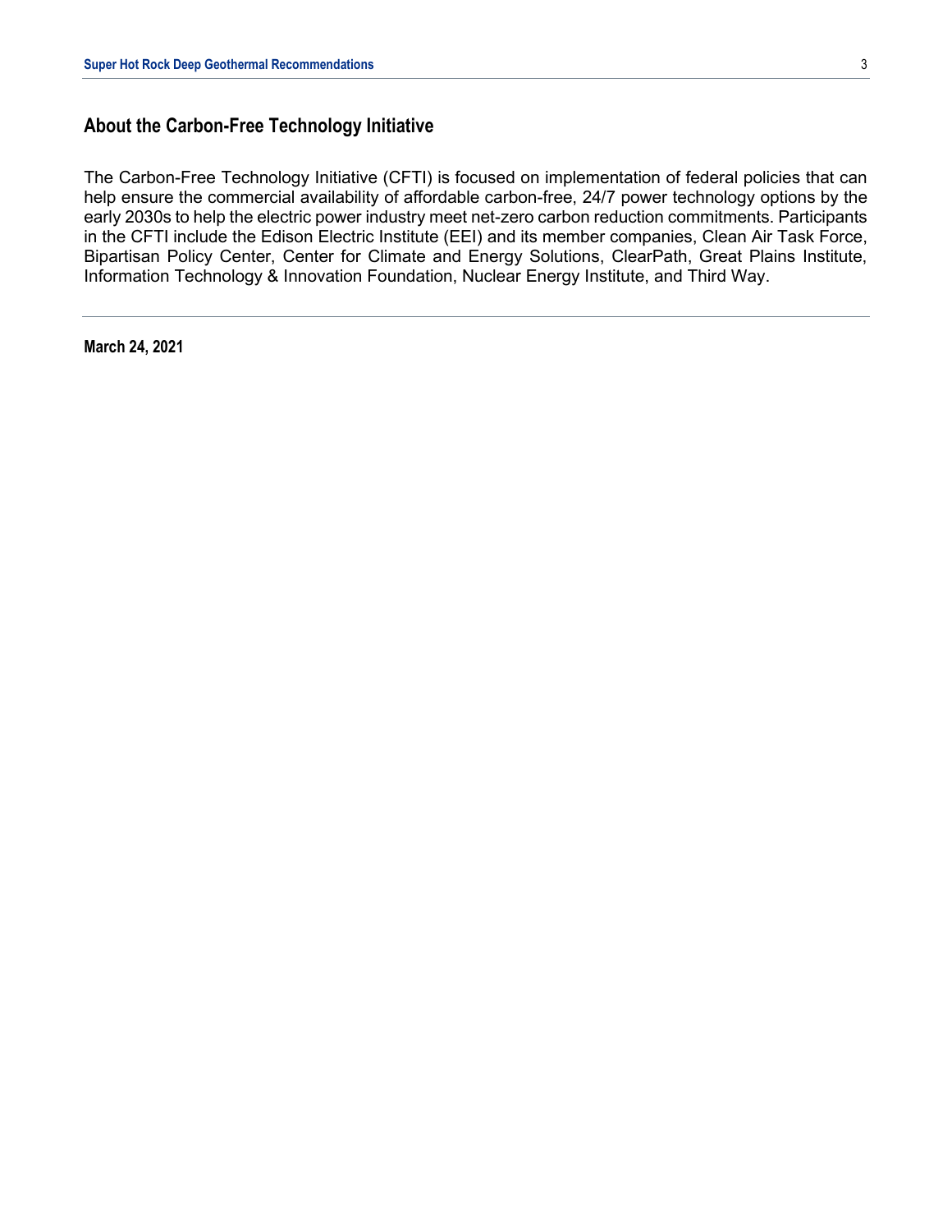## About the Carbon-Free Technology Initiative

The Carbon-Free Technology Initiative (CFTI) is focused on implementation of federal policies that can help ensure the commercial availability of affordable carbon-free, 24/7 power technology options by the early 2030s to help the electric power industry meet net-zero carbon reduction commitments. Participants in the CFTI include the Edison Electric Institute (EEI) and its member companies, Clean Air Task Force, Bipartisan Policy Center, Center for Climate and Energy Solutions, ClearPath, Great Plains Institute, Information Technology & Innovation Foundation, Nuclear Energy Institute, and Third Way.

---

**March 24, 2021**